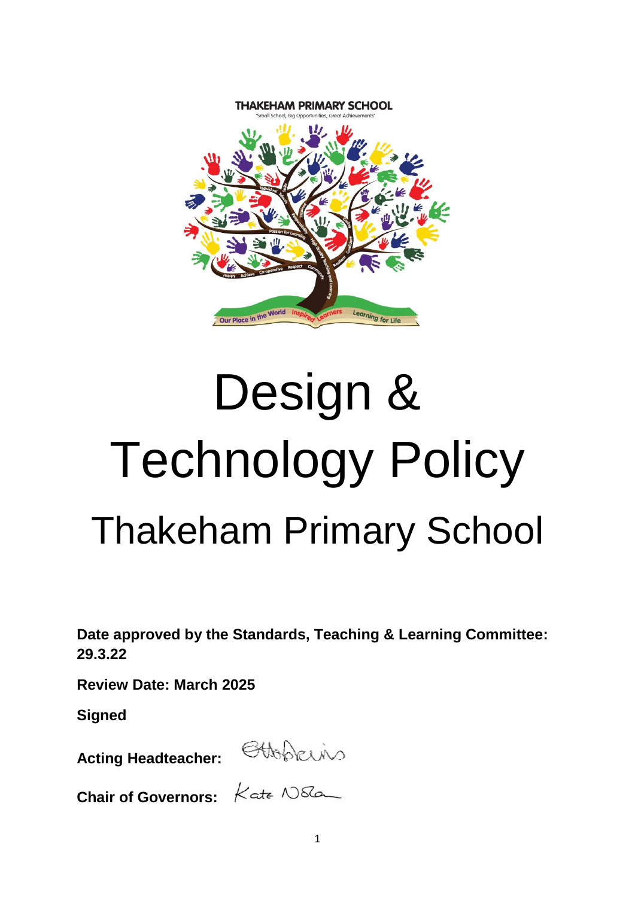THAKEHAM PRIMARY SCHOOL

'Small School, Big Opportunities, Great Achievements'

# Design & Technology Policy

## Thakeham Primary School

**Date approved by the Standards, Teaching & Learning Committee: 29.3.22**

**Review Date: March 2025**

**Signed**

**Acting Headteacher:**

**Chair of Governors:**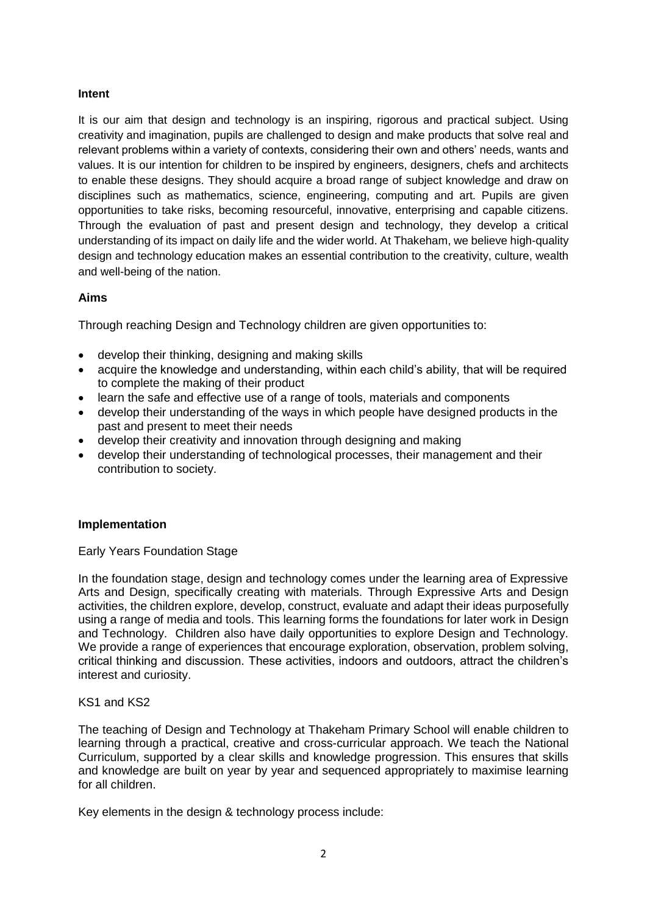**Intent**

It is our aim that design and technology is an inspiring, rigorous and practical subject. Using creativity and imagination, pupils are challenged to design and make products that solve real and relevant problems within a variety of contexts, considering their own and others' needs, wants and values. It is our intention for children to be inspired by engineers, designers, chefs and architects to enable these designs. They should acquire a broad range of subject knowledge and draw on disciplines such as mathematics, science, engineering, computing and art. Pupils are given opportunities to take risks, becoming resourceful, innovative, enterprising and capable citizens. Through the evaluation of past and present design and technology, they develop a critical understanding of its impact on daily life and the wider world. At Thakeham, we believe high-quality design and technology education makes an essential contribution to the creativity, culture, wealth and well-being of the nation.

**Aims**

Through reaching Design and Technology children are given opportunities to:

- develop their thinking, designing and making skills
- acquire the knowledge and understanding, within each child's ability, that will be required to complete the making of their product
- learn the safe and effective use of a range of tools, materials and components
- develop their understanding of the ways in which people have designed products in the past and present to meet their needs
- develop their creativity and innovation through designing and making
- develop their understanding of technological processes, their management and their contribution to society.

**Implementation**

Early Years Foundation Stage

In the foundation stage, design and technology comes under the learning area of Expressive Arts and Design, specifically creating with materials. Through Expressive Arts and Design activities, the children explore, develop, construct, evaluate and adapt their ideas purposefully using a range of media and tools. This learning forms the foundations for later work in Design and Technology. Children also have daily opportunities to explore Design and Technology. We provide a range of experiences that encourage exploration, observation, problem solving, critical thinking and discussion. These activities, indoors and outdoors, attract the children's interest and curiosity.

KS1 and KS2

The teaching of Design and Technology at Thakeham Primary School will enable children to learning through a practical, creative and cross-curricular approach. We teach the National Curriculum, supported by a clear skills and knowledge progression. This ensures that skills and knowledge are built on year by year and sequenced appropriately to maximise learning for all children.

Key elements in the design & technology process include: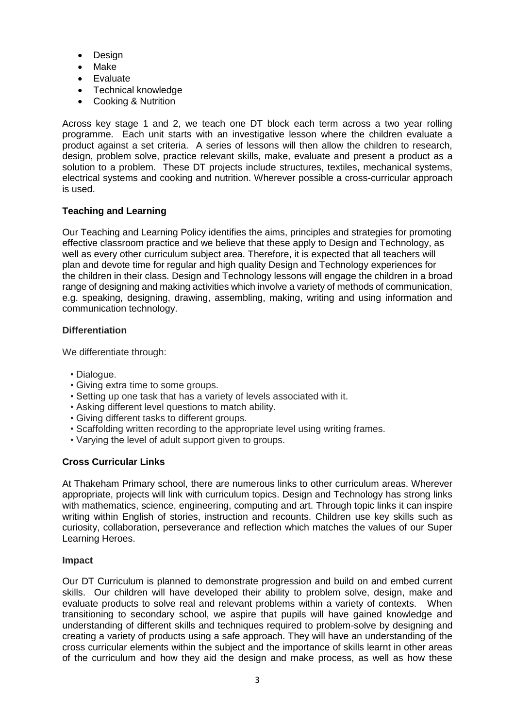- Design
- Make
- Evaluate
- Technical knowledge
- Cooking & Nutrition

Across key stage 1 and 2, we teach one DT block each term across a two year rolling programme. Each unit starts with an investigative lesson where the children evaluate a product against a set criteria. A series of lessons will then allow the children to research, design, problem solve, practice relevant skills, make, evaluate and present a product as a solution to a problem. These DT projects include structures, textiles, mechanical systems, electrical systems and cooking and nutrition. Wherever possible a cross-curricular approach is used.

**Teaching and Learning**

Our Teaching and Learning Policy identifies the aims, principles and strategies for promoting effective classroom practice and we believe that these apply to Design and Technology, as well as every other curriculum subject area. Therefore, it is expected that all teachers will plan and devote time for regular and high quality Design and Technology experiences for the children in their class. Design and Technology lessons will engage the children in a broad range of designing and making activities which involve a variety of methods of communication, e.g. speaking, designing, drawing, assembling, making, writing and using information and communication technology.

**Differentiation**

We differentiate through:

- Dialogue.
- Giving extra time to some groups.
- Setting up one task that has a variety of levels associated with it.
- Asking different level questions to match ability.
- Giving different tasks to different groups.
- Scaffolding written recording to the appropriate level using writing frames.
- Varying the level of adult support given to groups.

**Cross Curricular Links**

At Thakeham Primary school, there are numerous links to other curriculum areas. Wherever appropriate, projects will link with curriculum topics. Design and Technology has strong links with mathematics, science, engineering, computing and art. Through topic links it can inspire writing within English of stories, instruction and recounts. Children use key skills such as curiosity, collaboration, perseverance and reflection which matches the values of our Super Learning Heroes.

**Impact**

Our DT Curriculum is planned to demonstrate progression and build on and embed current skills. Our children will have developed their ability to problem solve, design, make and evaluate products to solve real and relevant problems within a variety of contexts. When transitioning to secondary school, we aspire that pupils will have gained knowledge and understanding of different skills and techniques required to problem-solve by designing and creating a variety of products using a safe approach. They will have an understanding of the cross curricular elements within the subject and the importance of skills learnt in other areas of the curriculum and how they aid the design and make process, as well as how these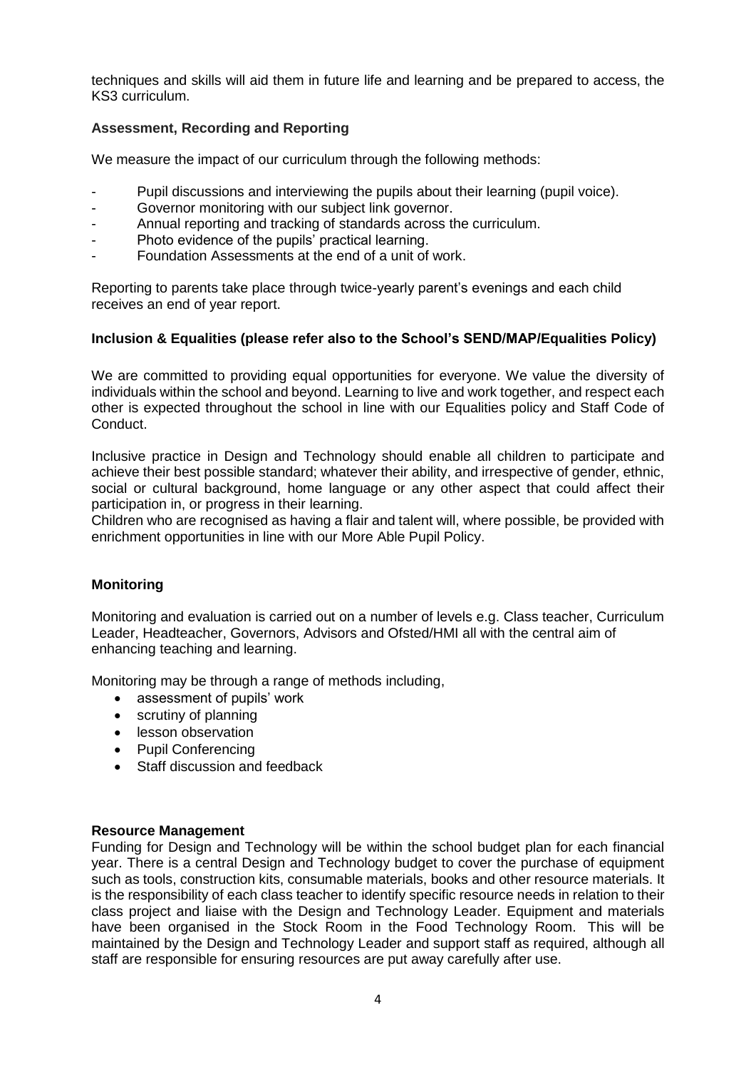techniques and skills will aid them in future life and learning and be prepared to access, the KS3 curriculum.

**Assessment, Recording and Reporting**

We measure the impact of our curriculum through the following methods:

- Pupil discussions and interviewing the pupils about their learning (pupil voice).
- Governor monitoring with our subject link governor.
- Annual reporting and tracking of standards across the curriculum.
- Photo evidence of the pupils' practical learning.
- Foundation Assessments at the end of a unit of work.

Reporting to parents take place through twice-yearly parent's evenings and each child receives an end of year report.

**Inclusion & Equalities (please refer also to the School's SEND/MAP/Equalities Policy)**

We are committed to providing equal opportunities for everyone. We value the diversity of individuals within the school and beyond. Learning to live and work together, and respect each other is expected throughout the school in line with our Equalities policy and Staff Code of Conduct.

Inclusive practice in Design and Technology should enable all children to participate and achieve their best possible standard; whatever their ability, and irrespective of gender, ethnic, social or cultural background, home language or any other aspect that could affect their participation in, or progress in their learning.

Children who are recognised as having a flair and talent will, where possible, be provided with enrichment opportunities in line with our More Able Pupil Policy.

**Monitoring**

Monitoring and evaluation is carried out on a number of levels e.g. Class teacher, Curriculum Leader, Headteacher, Governors, Advisors and Ofsted/HMI all with the central aim of enhancing teaching and learning.

Monitoring may be through a range of methods including,

- assessment of pupils' work
- scrutiny of planning
- lesson observation
- Pupil Conferencing
- Staff discussion and feedback

**Resource Management**

Funding for Design and Technology will be within the school budget plan for each financial year. There is a central Design and Technology budget to cover the purchase of equipment such as tools, construction kits, consumable materials, books and other resource materials. It is the responsibility of each class teacher to identify specific resource needs in relation to their class project and liaise with the Design and Technology Leader. Equipment and materials have been organised in the Stock Room in the Food Technology Room. This will be maintained by the Design and Technology Leader and support staff as required, although all staff are responsible for ensuring resources are put away carefully after use.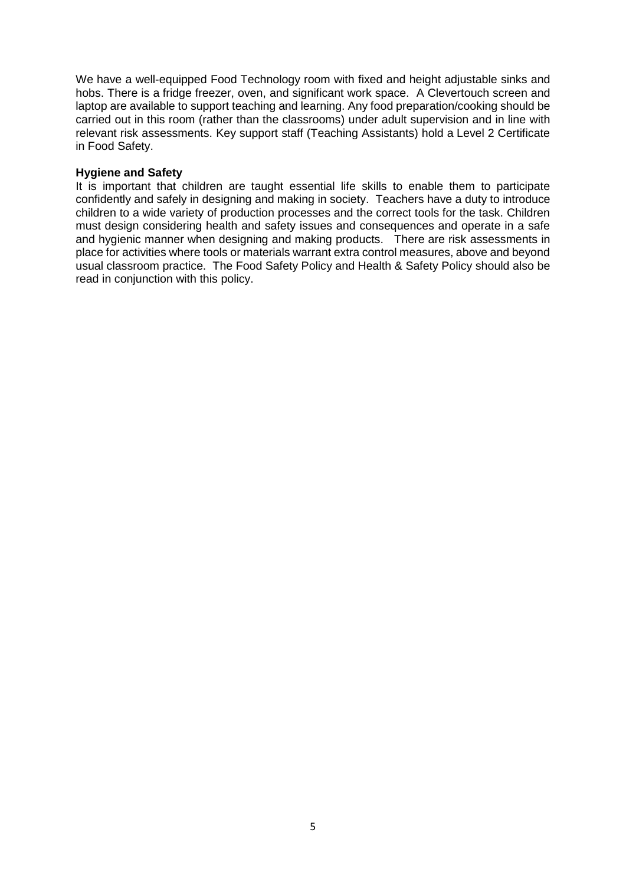We have a well-equipped Food Technology room with fixed and height adjustable sinks and hobs. There is a fridge freezer, oven, and significant work space. A Clevertouch screen and laptop are available to support teaching and learning. Any food preparation/cooking should be carried out in this room (rather than the classrooms) under adult supervision and in line with relevant risk assessments. Key support staff (Teaching Assistants) hold a Level 2 Certificate in Food Safety.

**Hygiene and Safety**

It is important that children are taught essential life skills to enable them to participate confidently and safely in designing and making in society. Teachers have a duty to introduce children to a wide variety of production processes and the correct tools for the task. Children must design considering health and safety issues and consequences and operate in a safe and hygienic manner when designing and making products. There are risk assessments in place for activities where tools or materials warrant extra control measures, above and beyond usual classroom practice. The Food Safety Policy and Health & Safety Policy should also be read in conjunction with this policy.